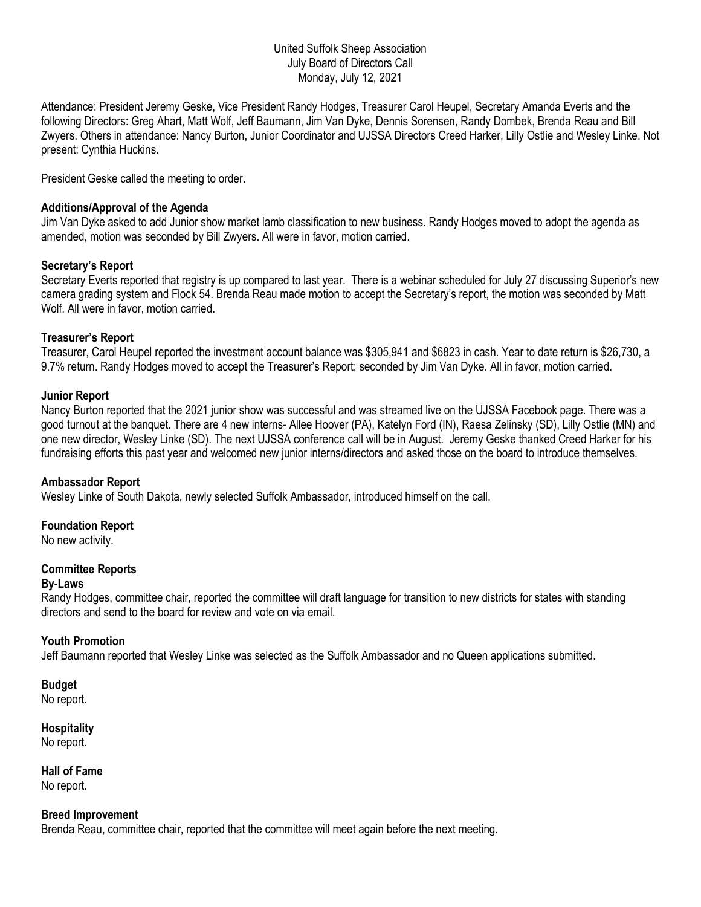United Suffolk Sheep Association
July Board of Directors Call
Monday, July 12, 2021

Attendance: President Jeremy Geske, Vice President Randy Hodges, Treasurer Carol Heupel, Secretary Amanda Everts and the following Directors: Greg Ahart, Matt Wolf, Jeff Baumann, Jim Van Dyke, Dennis Sorensen, Randy Dombek, Brenda Reau and Bill Zwyers. Others in attendance: Nancy Burton, Junior Coordinator and UJSSA Directors Creed Harker, Lilly Ostlie and Wesley Linke. Not present: Cynthia Huckins.

President Geske called the meeting to order.

**Additions/Approval of the Agenda**

Jim Van Dyke asked to add Junior show market lamb classification to new business. Randy Hodges moved to adopt the agenda as amended, motion was seconded by Bill Zwyers. All were in favor, motion carried.

**Secretary's Report**

Secretary Everts reported that registry is up compared to last year. There is a webinar scheduled for July 27 discussing Superior's new camera grading system and Flock 54. Brenda Reau made motion to accept the Secretary's report, the motion was seconded by Matt Wolf. All were in favor, motion carried.

**Treasurer's Report**

Treasurer, Carol Heupel reported the investment account balance was $305,941 and $6823 in cash. Year to date return is $26,730, a 9.7% return. Randy Hodges moved to accept the Treasurer's Report; seconded by Jim Van Dyke. All in favor, motion carried.

**Junior Report**

Nancy Burton reported that the 2021 junior show was successful and was streamed live on the UJSSA Facebook page. There was a good turnout at the banquet. There are 4 new interns- Allee Hoover (PA), Katelyn Ford (IN), Raesa Zelinsky (SD), Lilly Ostlie (MN) and one new director, Wesley Linke (SD). The next UJSSA conference call will be in August. Jeremy Geske thanked Creed Harker for his fundraising efforts this past year and welcomed new junior interns/directors and asked those on the board to introduce themselves.

**Ambassador Report**

Wesley Linke of South Dakota, newly selected Suffolk Ambassador, introduced himself on the call.

**Foundation Report**

No new activity.

**Committee Reports**

**By-Laws**

Randy Hodges, committee chair, reported the committee will draft language for transition to new districts for states with standing directors and send to the board for review and vote on via email.

**Youth Promotion**

Jeff Baumann reported that Wesley Linke was selected as the Suffolk Ambassador and no Queen applications submitted.

**Budget**

No report.

**Hospitality**

No report.

**Hall of Fame**

No report.

**Breed Improvement**

Brenda Reau, committee chair, reported that the committee will meet again before the next meeting.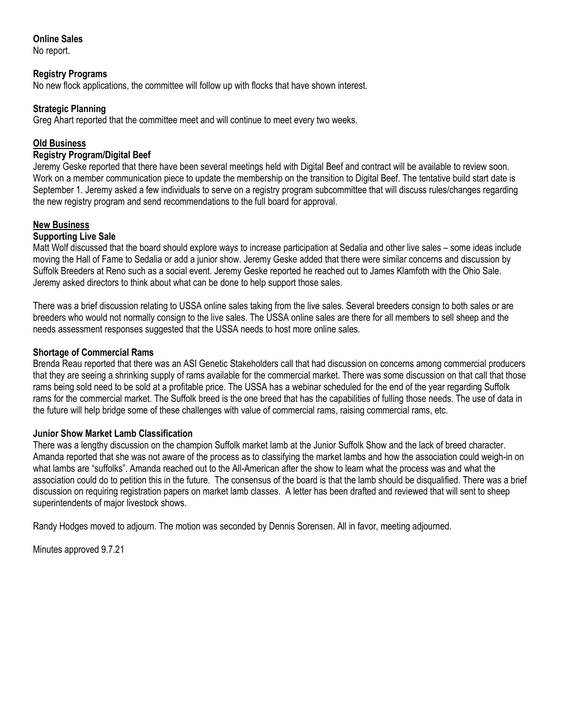**Online Sales**
No report.

**Registry Programs**
No new flock applications, the committee will follow up with flocks that have shown interest.

**Strategic Planning**
Greg Ahart reported that the committee meet and will continue to meet every two weeks.

## Old Business

**Registry Program/Digital Beef**
Jeremy Geske reported that there have been several meetings held with Digital Beef and contract will be available to review soon. Work on a member communication piece to update the membership on the transition to Digital Beef. The tentative build start date is September 1. Jeremy asked a few individuals to serve on a registry program subcommittee that will discuss rules/changes regarding the new registry program and send recommendations to the full board for approval.

## New Business

**Supporting Live Sale**
Matt Wolf discussed that the board should explore ways to increase participation at Sedalia and other live sales – some ideas include moving the Hall of Fame to Sedalia or add a junior show. Jeremy Geske added that there were similar concerns and discussion by Suffolk Breeders at Reno such as a social event. Jeremy Geske reported he reached out to James Klamfoth with the Ohio Sale. Jeremy asked directors to think about what can be done to help support those sales.

There was a brief discussion relating to USSA online sales taking from the live sales. Several breeders consign to both sales or are breeders who would not normally consign to the live sales. The USSA online sales are there for all members to sell sheep and the needs assessment responses suggested that the USSA needs to host more online sales.

**Shortage of Commercial Rams**
Brenda Reau reported that there was an ASI Genetic Stakeholders call that had discussion on concerns among commercial producers that they are seeing a shrinking supply of rams available for the commercial market. There was some discussion on that call that those rams being sold need to be sold at a profitable price. The USSA has a webinar scheduled for the end of the year regarding Suffolk rams for the commercial market. The Suffolk breed is the one breed that has the capabilities of fulling those needs. The use of data in the future will help bridge some of these challenges with value of commercial rams, raising commercial rams, etc.

**Junior Show Market Lamb Classification**
There was a lengthy discussion on the champion Suffolk market lamb at the Junior Suffolk Show and the lack of breed character. Amanda reported that she was not aware of the process as to classifying the market lambs and how the association could weigh-in on what lambs are "suffolks". Amanda reached out to the All-American after the show to learn what the process was and what the association could do to petition this in the future. The consensus of the board is that the lamb should be disqualified. There was a brief discussion on requiring registration papers on market lamb classes. A letter has been drafted and reviewed that will sent to sheep superintendents of major livestock shows.

Randy Hodges moved to adjourn. The motion was seconded by Dennis Sorensen. All in favor, meeting adjourned.

Minutes approved 9.7.21